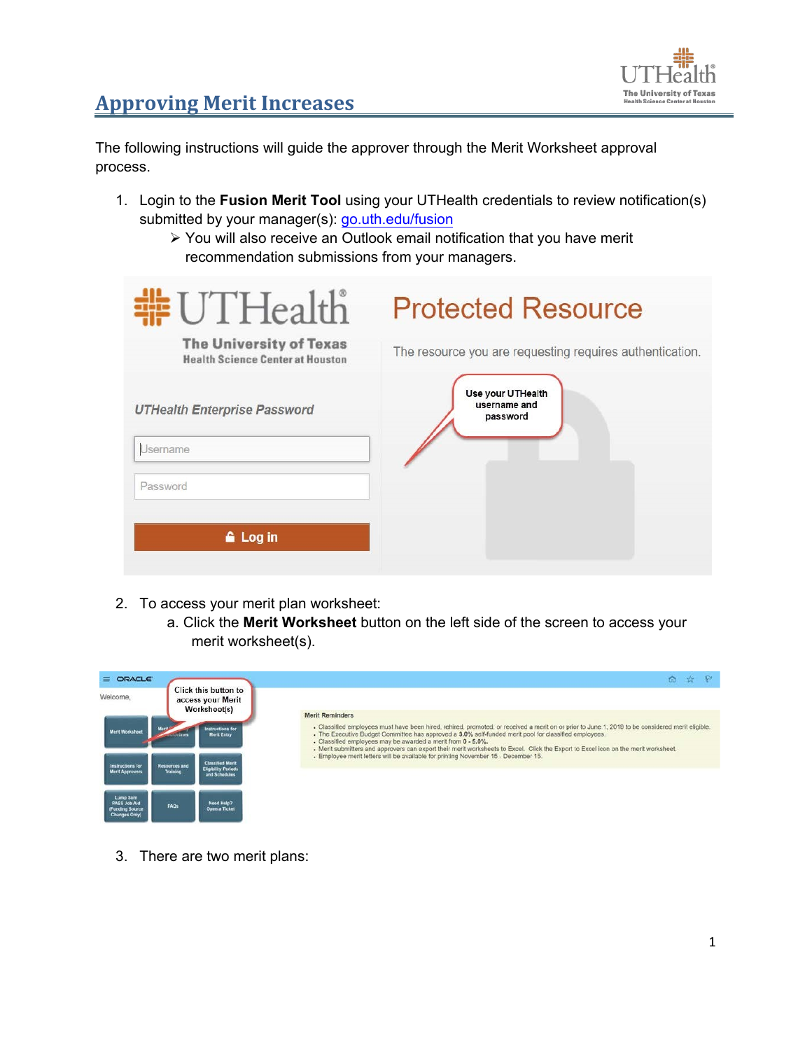# Approving Merit Increases

The following instructions will guide the approver through the Merit Worksheet approval process.

1. Login to the **Fusion Merit Tool** using your UTHealth credentials to review notification(s) submitted by your manager(s): go.uth.edu/fusion
   - You will also receive an Outlook email notification that you have merit recommendation submissions from your managers.

2. To access your merit plan worksheet:
   a. Click the **Merit Worksheet** button on the left side of the screen to access your merit worksheet(s).

3. There are two merit plans: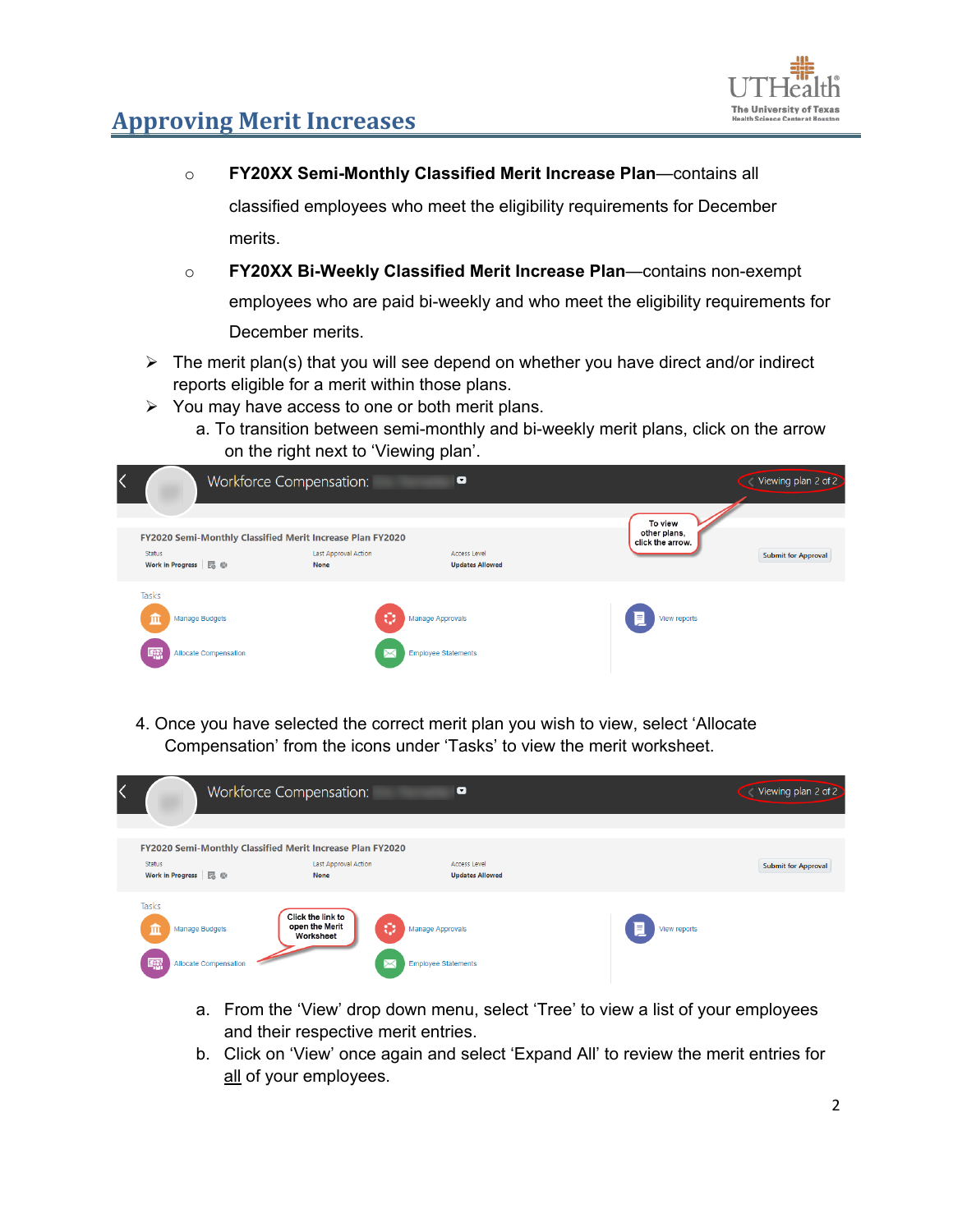## Approving Merit Increases

- **FY20XX Semi-Monthly Classified Merit Increase Plan**—contains all classified employees who meet the eligibility requirements for December merits.
- **FY20XX Bi-Weekly Classified Merit Increase Plan**—contains non-exempt employees who are paid bi-weekly and who meet the eligibility requirements for December merits.

➢ The merit plan(s) that you will see depend on whether you have direct and/or indirect reports eligible for a merit within those plans.

➢ You may have access to one or both merit plans.

   a. To transition between semi-monthly and bi-weekly merit plans, click on the arrow on the right next to 'Viewing plan'.

4. Once you have selected the correct merit plan you wish to view, select 'Allocate Compensation' from the icons under 'Tasks' to view the merit worksheet.

   a. From the 'View' drop down menu, select 'Tree' to view a list of your employees and their respective merit entries.

   b. Click on 'View' once again and select 'Expand All' to review the merit entries for <u>all</u> of your employees.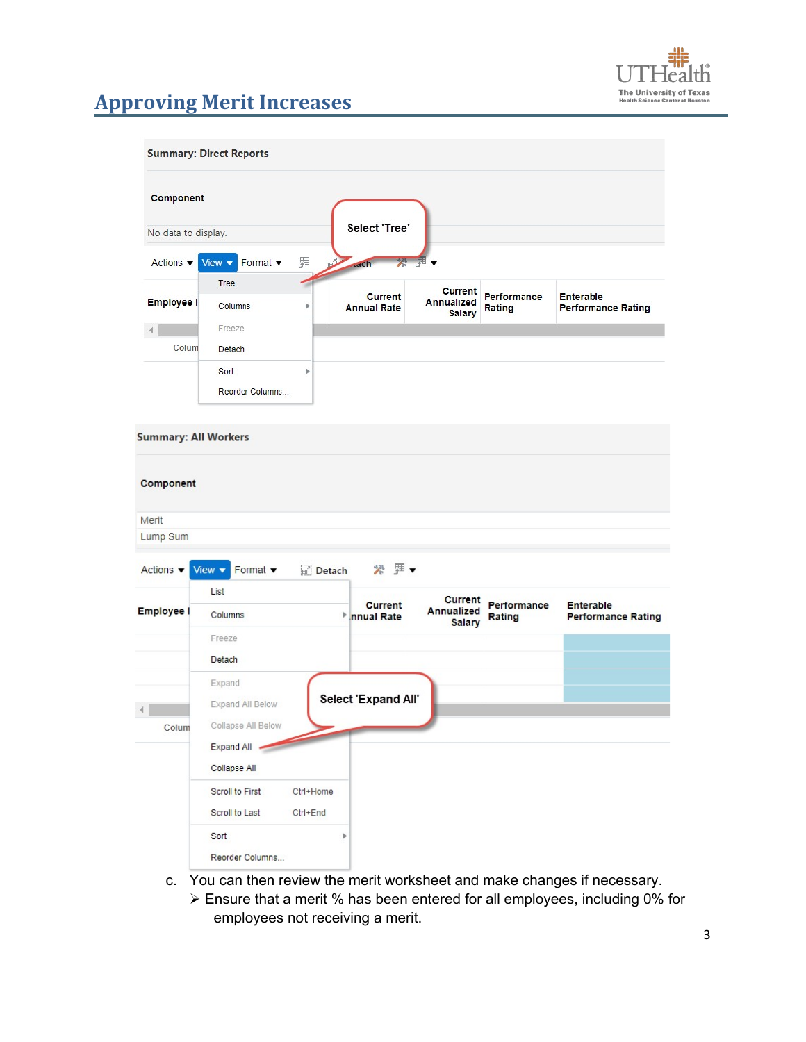## Approving Merit Increases

**Summary: Direct Reports**

**Component**

No data to display.

Actions ▾ | View ▾ | Format ▾ | Detach

- Tree
- Columns
- Freeze
- Detach
- Sort
- Reorder Columns...

Select 'Tree'

| Employee I | Current Annual Rate | Current Annualized Salary | Performance Rating | Enterable Performance Rating |
|---|---|---|---|---|

**Summary: All Workers**

**Component**

Merit

Lump Sum

Actions ▾ | View ▾ | Format ▾ | Detach

- List
- Columns
- Freeze
- Detach
- Expand
- Expand All Below
- Collapse All Below
- Expand All
- Collapse All
- Scroll to First Ctrl+Home
- Scroll to Last Ctrl+End
- Sort
- Reorder Columns...

Select 'Expand All'

| Employee I | Current Annual Rate | Current Annualized Salary | Performance Rating | Enterable Performance Rating |
|---|---|---|---|---|

c. You can then review the merit worksheet and make changes if necessary.
   - Ensure that a merit % has been entered for all employees, including 0% for employees not receiving a merit.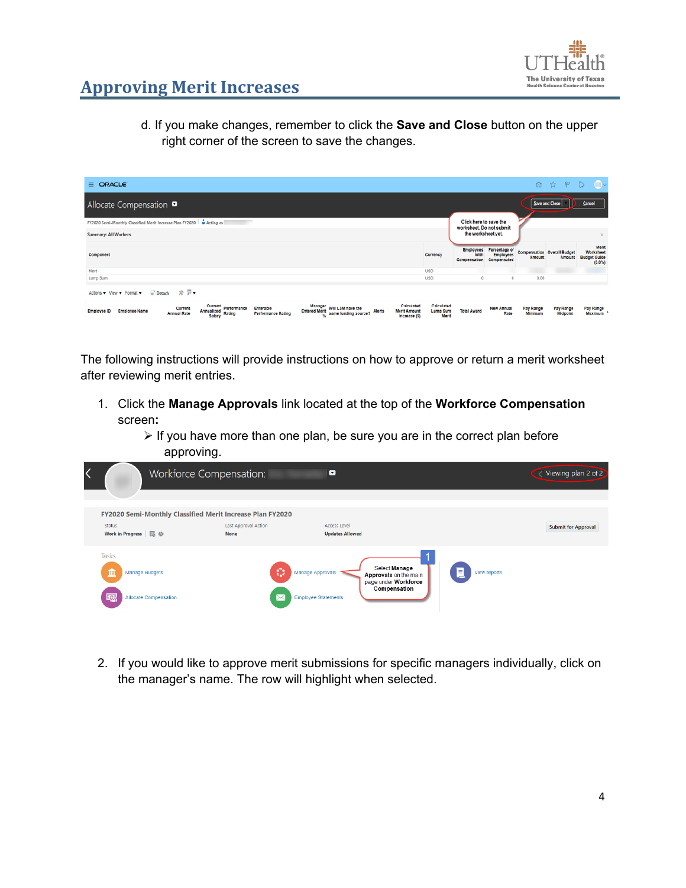# Approving Merit Increases

d. If you make changes, remember to click the **Save and Close** button on the upper right corner of the screen to save the changes.

The following instructions will provide instructions on how to approve or return a merit worksheet after reviewing merit entries.

1. Click the **Manage Approvals** link located at the top of the **Workforce Compensation** screen**:**
   - ➢ If you have more than one plan, be sure you are in the correct plan before approving.

2. If you would like to approve merit submissions for specific managers individually, click on the manager's name. The row will highlight when selected.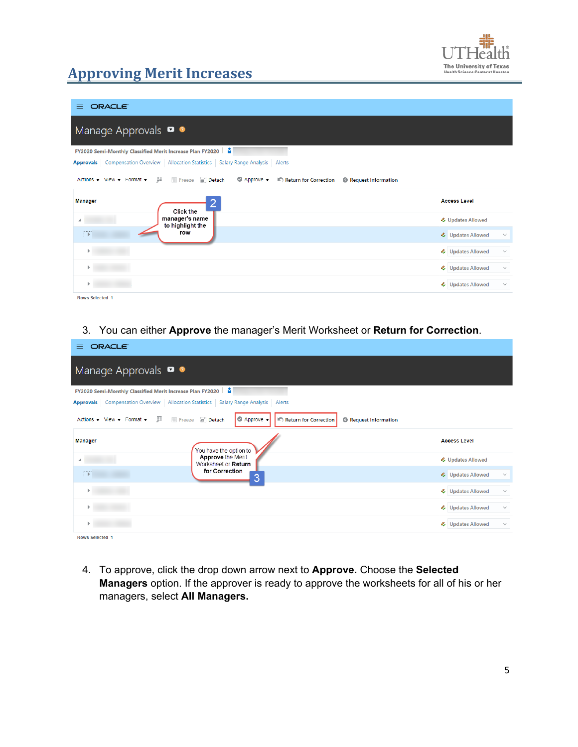# Approving Merit Increases

3. You can either **Approve** the manager's Merit Worksheet or **Return for Correction**.

4. To approve, click the drop down arrow next to **Approve.** Choose the **Selected Managers** option. If the approver is ready to approve the worksheets for all of his or her managers, select **All Managers.**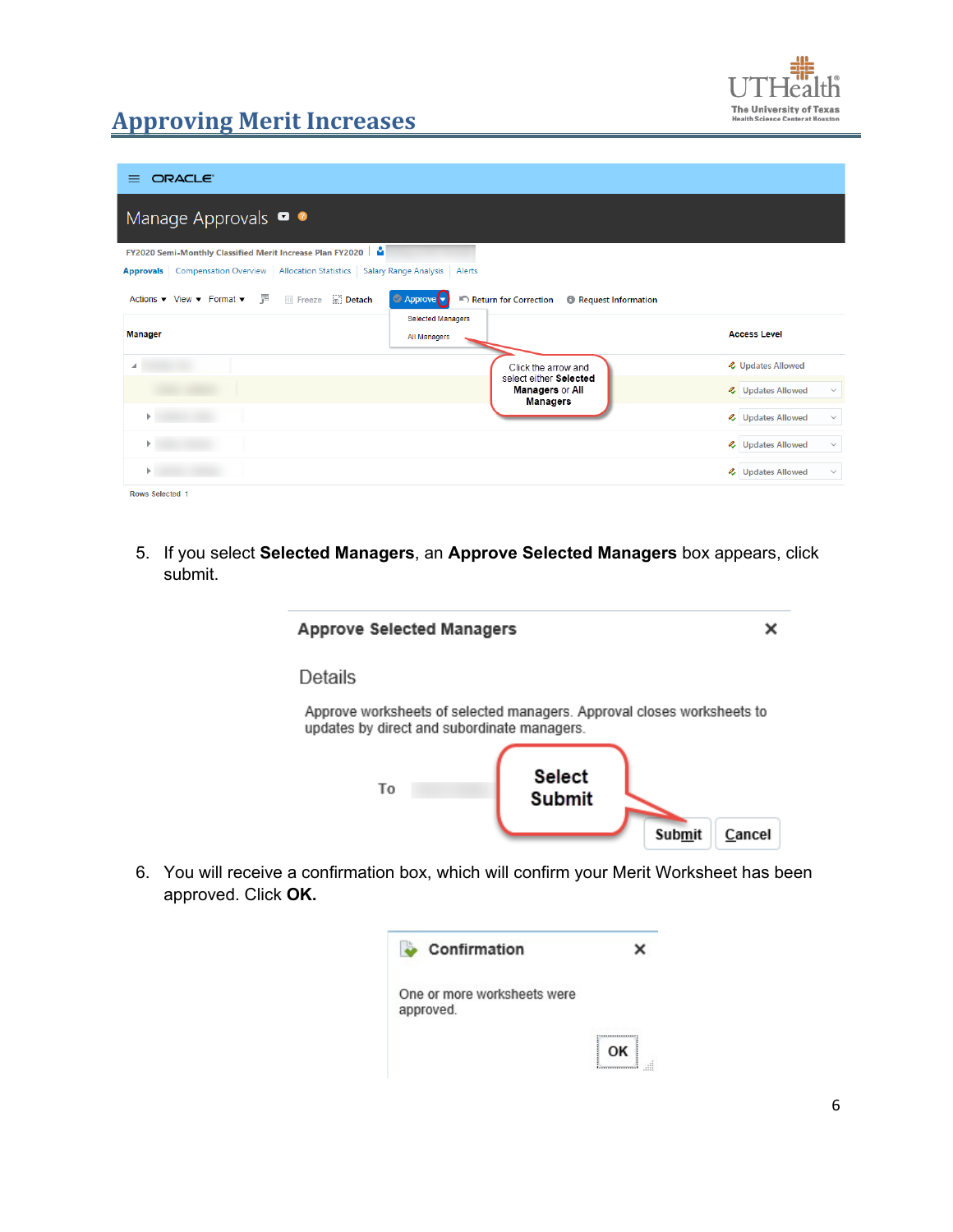## Approving Merit Increases

5. If you select **Selected Managers**, an **Approve Selected Managers** box appears, click submit.

6. You will receive a confirmation box, which will confirm your Merit Worksheet has been approved. Click **OK.**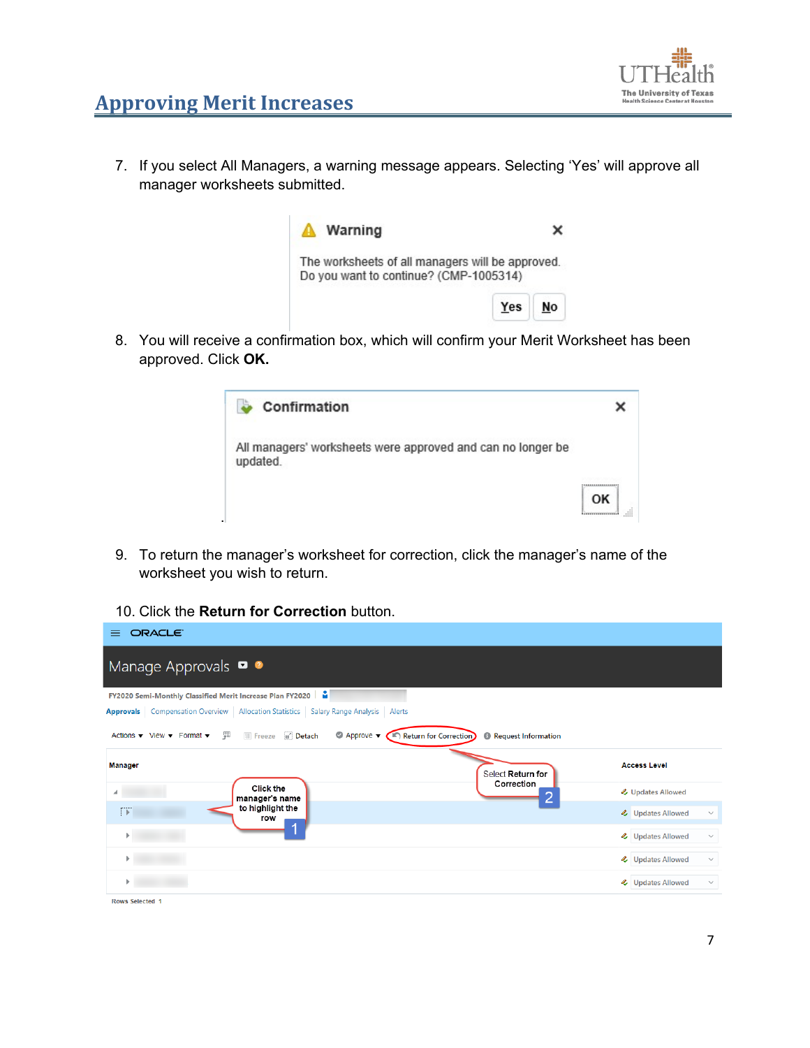# Approving Merit Increases

7. If you select All Managers, a warning message appears. Selecting 'Yes' will approve all manager worksheets submitted.

8. You will receive a confirmation box, which will confirm your Merit Worksheet has been approved. Click **OK.**

9. To return the manager's worksheet for correction, click the manager's name of the worksheet you wish to return.

10. Click the **Return for Correction** button.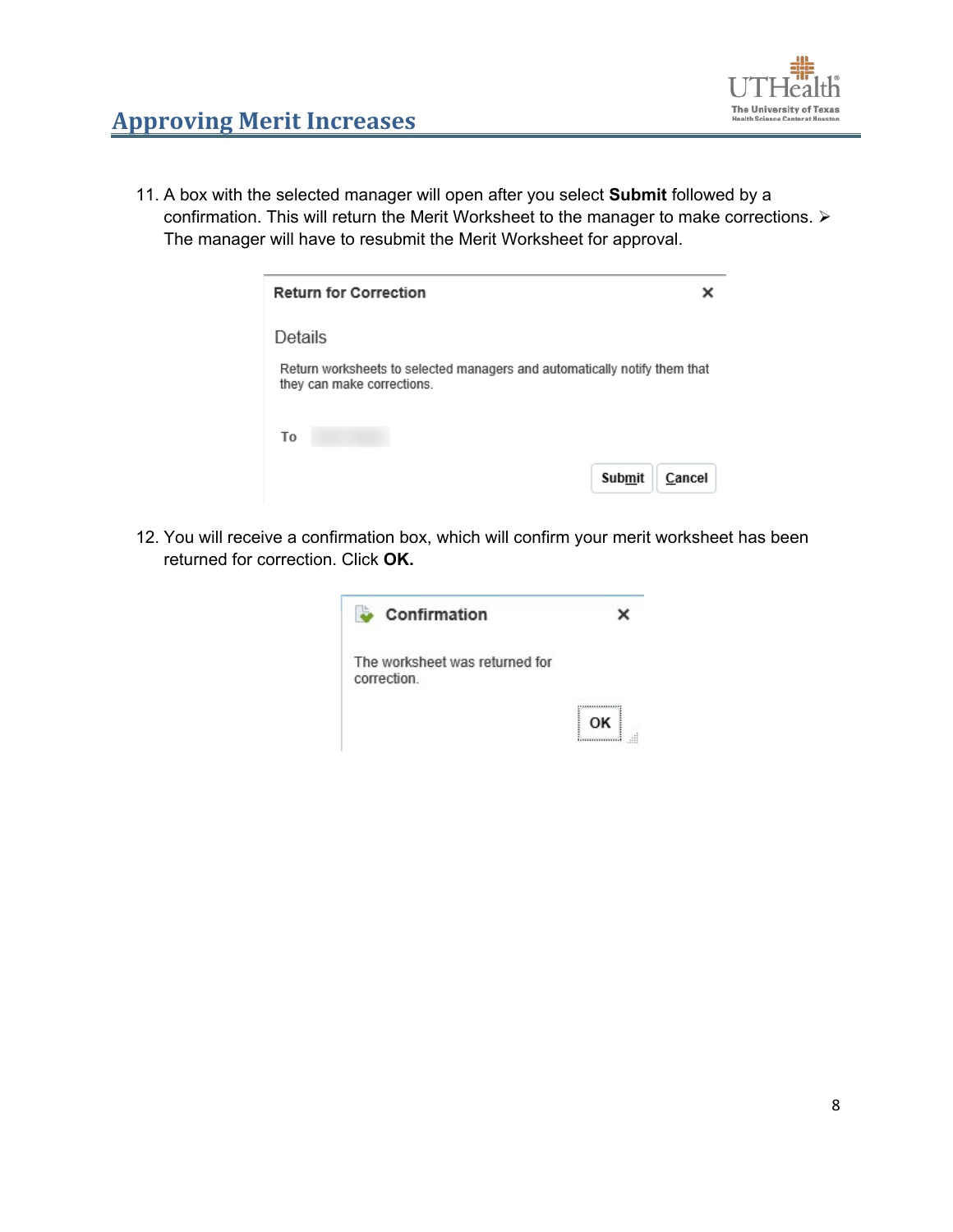11. A box with the selected manager will open after you select **Submit** followed by a confirmation. This will return the Merit Worksheet to the manager to make corrections. ➢ The manager will have to resubmit the Merit Worksheet for approval.

Return for Correction

Details

Return worksheets to selected managers and automatically notify them that they can make corrections.

To

Submit Cancel

12. You will receive a confirmation box, which will confirm your merit worksheet has been returned for correction. Click **OK.**

Confirmation

The worksheet was returned for correction.

OK